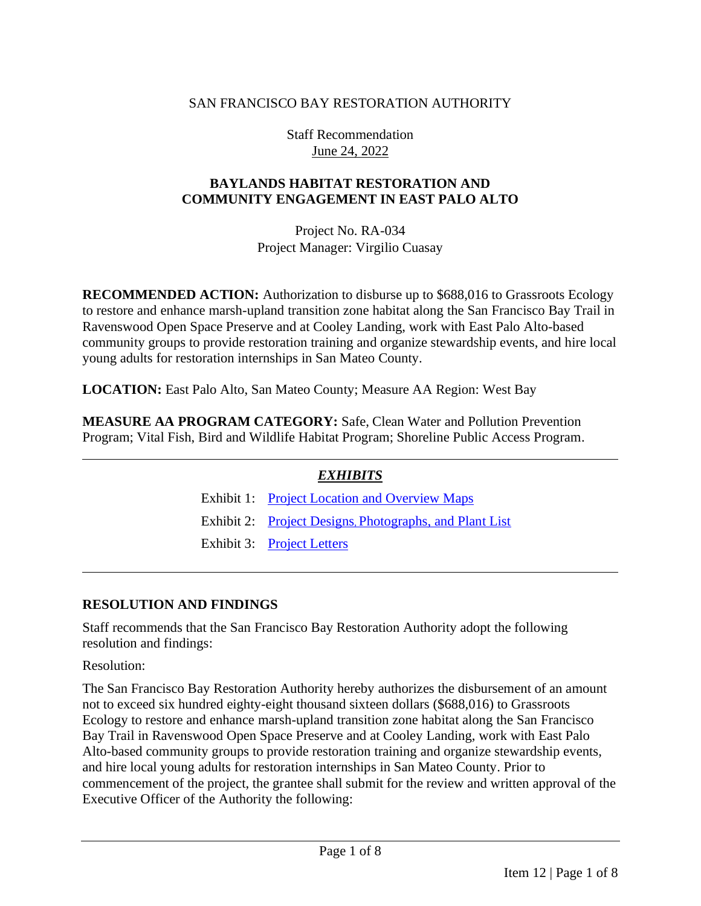SAN FRANCISCO BAY RESTORATION AUTHORITY

Staff Recommendation
June 24, 2022

# BAYLANDS HABITAT RESTORATION AND COMMUNITY ENGAGEMENT IN EAST PALO ALTO

Project No. RA-034
Project Manager: Virgilio Cuasay

**RECOMMENDED ACTION:** Authorization to disburse up to $688,016 to Grassroots Ecology to restore and enhance marsh-upland transition zone habitat along the San Francisco Bay Trail in Ravenswood Open Space Preserve and at Cooley Landing, work with East Palo Alto-based community groups to provide restoration training and organize stewardship events, and hire local young adults for restoration internships in San Mateo County.

**LOCATION:** East Palo Alto, San Mateo County; Measure AA Region: West Bay

**MEASURE AA PROGRAM CATEGORY:** Safe, Clean Water and Pollution Prevention Program; Vital Fish, Bird and Wildlife Habitat Program; Shoreline Public Access Program.

---

***EXHIBITS***

Exhibit 1: Project Location and Overview Maps

Exhibit 2: Project Designs, Photographs, and Plant List

Exhibit 3: Project Letters

---

## RESOLUTION AND FINDINGS

Staff recommends that the San Francisco Bay Restoration Authority adopt the following resolution and findings:

Resolution:

The San Francisco Bay Restoration Authority hereby authorizes the disbursement of an amount not to exceed six hundred eighty-eight thousand sixteen dollars ($688,016) to Grassroots Ecology to restore and enhance marsh-upland transition zone habitat along the San Francisco Bay Trail in Ravenswood Open Space Preserve and at Cooley Landing, work with East Palo Alto-based community groups to provide restoration training and organize stewardship events, and hire local young adults for restoration internships in San Mateo County. Prior to commencement of the project, the grantee shall submit for the review and written approval of the Executive Officer of the Authority the following: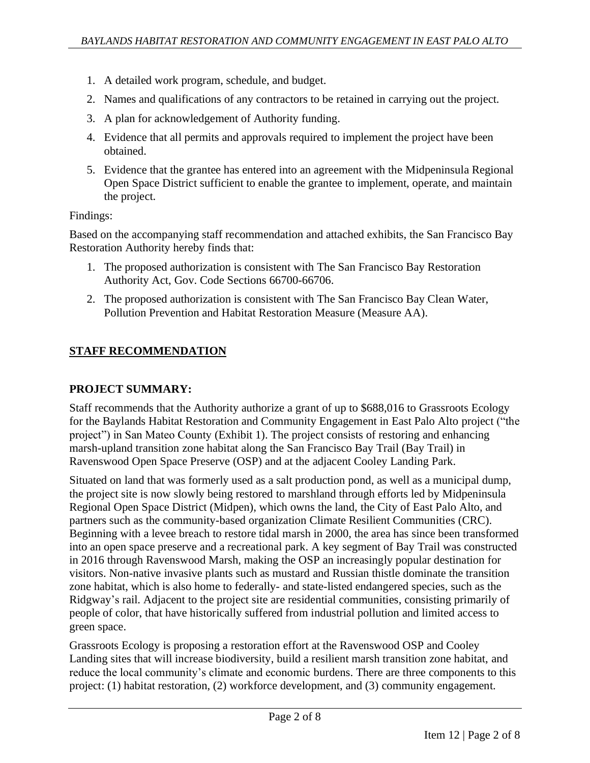1. A detailed work program, schedule, and budget.
2. Names and qualifications of any contractors to be retained in carrying out the project.
3. A plan for acknowledgement of Authority funding.
4. Evidence that all permits and approvals required to implement the project have been obtained.
5. Evidence that the grantee has entered into an agreement with the Midpeninsula Regional Open Space District sufficient to enable the grantee to implement, operate, and maintain the project.

Findings:

Based on the accompanying staff recommendation and attached exhibits, the San Francisco Bay Restoration Authority hereby finds that:

1. The proposed authorization is consistent with The San Francisco Bay Restoration Authority Act, Gov. Code Sections 66700-66706.
2. The proposed authorization is consistent with The San Francisco Bay Clean Water, Pollution Prevention and Habitat Restoration Measure (Measure AA).

## STAFF RECOMMENDATION

### PROJECT SUMMARY:

Staff recommends that the Authority authorize a grant of up to $688,016 to Grassroots Ecology for the Baylands Habitat Restoration and Community Engagement in East Palo Alto project ("the project") in San Mateo County (Exhibit 1). The project consists of restoring and enhancing marsh-upland transition zone habitat along the San Francisco Bay Trail (Bay Trail) in Ravenswood Open Space Preserve (OSP) and at the adjacent Cooley Landing Park.

Situated on land that was formerly used as a salt production pond, as well as a municipal dump, the project site is now slowly being restored to marshland through efforts led by Midpeninsula Regional Open Space District (Midpen), which owns the land, the City of East Palo Alto, and partners such as the community-based organization Climate Resilient Communities (CRC). Beginning with a levee breach to restore tidal marsh in 2000, the area has since been transformed into an open space preserve and a recreational park. A key segment of Bay Trail was constructed in 2016 through Ravenswood Marsh, making the OSP an increasingly popular destination for visitors. Non-native invasive plants such as mustard and Russian thistle dominate the transition zone habitat, which is also home to federally- and state-listed endangered species, such as the Ridgway's rail. Adjacent to the project site are residential communities, consisting primarily of people of color, that have historically suffered from industrial pollution and limited access to green space.

Grassroots Ecology is proposing a restoration effort at the Ravenswood OSP and Cooley Landing sites that will increase biodiversity, build a resilient marsh transition zone habitat, and reduce the local community's climate and economic burdens. There are three components to this project: (1) habitat restoration, (2) workforce development, and (3) community engagement.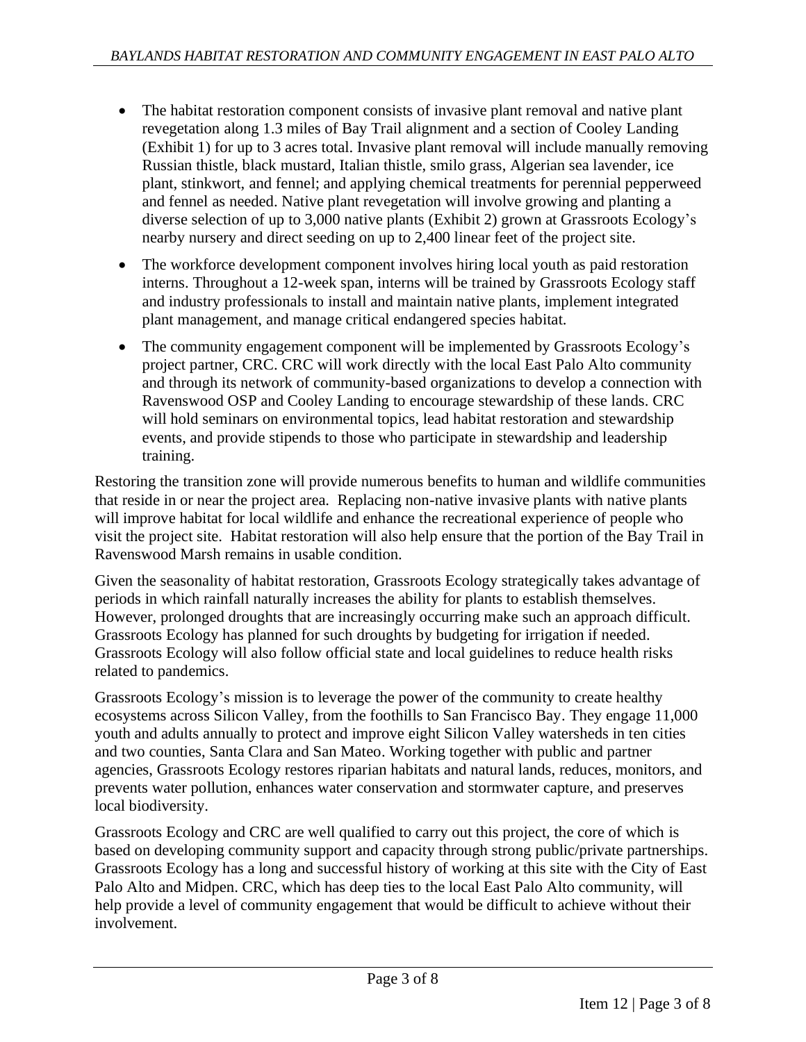- The habitat restoration component consists of invasive plant removal and native plant revegetation along 1.3 miles of Bay Trail alignment and a section of Cooley Landing (Exhibit 1) for up to 3 acres total. Invasive plant removal will include manually removing Russian thistle, black mustard, Italian thistle, smilo grass, Algerian sea lavender, ice plant, stinkwort, and fennel; and applying chemical treatments for perennial pepperweed and fennel as needed. Native plant revegetation will involve growing and planting a diverse selection of up to 3,000 native plants (Exhibit 2) grown at Grassroots Ecology's nearby nursery and direct seeding on up to 2,400 linear feet of the project site.
- The workforce development component involves hiring local youth as paid restoration interns. Throughout a 12-week span, interns will be trained by Grassroots Ecology staff and industry professionals to install and maintain native plants, implement integrated plant management, and manage critical endangered species habitat.
- The community engagement component will be implemented by Grassroots Ecology's project partner, CRC. CRC will work directly with the local East Palo Alto community and through its network of community-based organizations to develop a connection with Ravenswood OSP and Cooley Landing to encourage stewardship of these lands. CRC will hold seminars on environmental topics, lead habitat restoration and stewardship events, and provide stipends to those who participate in stewardship and leadership training.

Restoring the transition zone will provide numerous benefits to human and wildlife communities that reside in or near the project area. Replacing non-native invasive plants with native plants will improve habitat for local wildlife and enhance the recreational experience of people who visit the project site. Habitat restoration will also help ensure that the portion of the Bay Trail in Ravenswood Marsh remains in usable condition.

Given the seasonality of habitat restoration, Grassroots Ecology strategically takes advantage of periods in which rainfall naturally increases the ability for plants to establish themselves. However, prolonged droughts that are increasingly occurring make such an approach difficult. Grassroots Ecology has planned for such droughts by budgeting for irrigation if needed. Grassroots Ecology will also follow official state and local guidelines to reduce health risks related to pandemics.

Grassroots Ecology's mission is to leverage the power of the community to create healthy ecosystems across Silicon Valley, from the foothills to San Francisco Bay. They engage 11,000 youth and adults annually to protect and improve eight Silicon Valley watersheds in ten cities and two counties, Santa Clara and San Mateo. Working together with public and partner agencies, Grassroots Ecology restores riparian habitats and natural lands, reduces, monitors, and prevents water pollution, enhances water conservation and stormwater capture, and preserves local biodiversity.

Grassroots Ecology and CRC are well qualified to carry out this project, the core of which is based on developing community support and capacity through strong public/private partnerships. Grassroots Ecology has a long and successful history of working at this site with the City of East Palo Alto and Midpen. CRC, which has deep ties to the local East Palo Alto community, will help provide a level of community engagement that would be difficult to achieve without their involvement.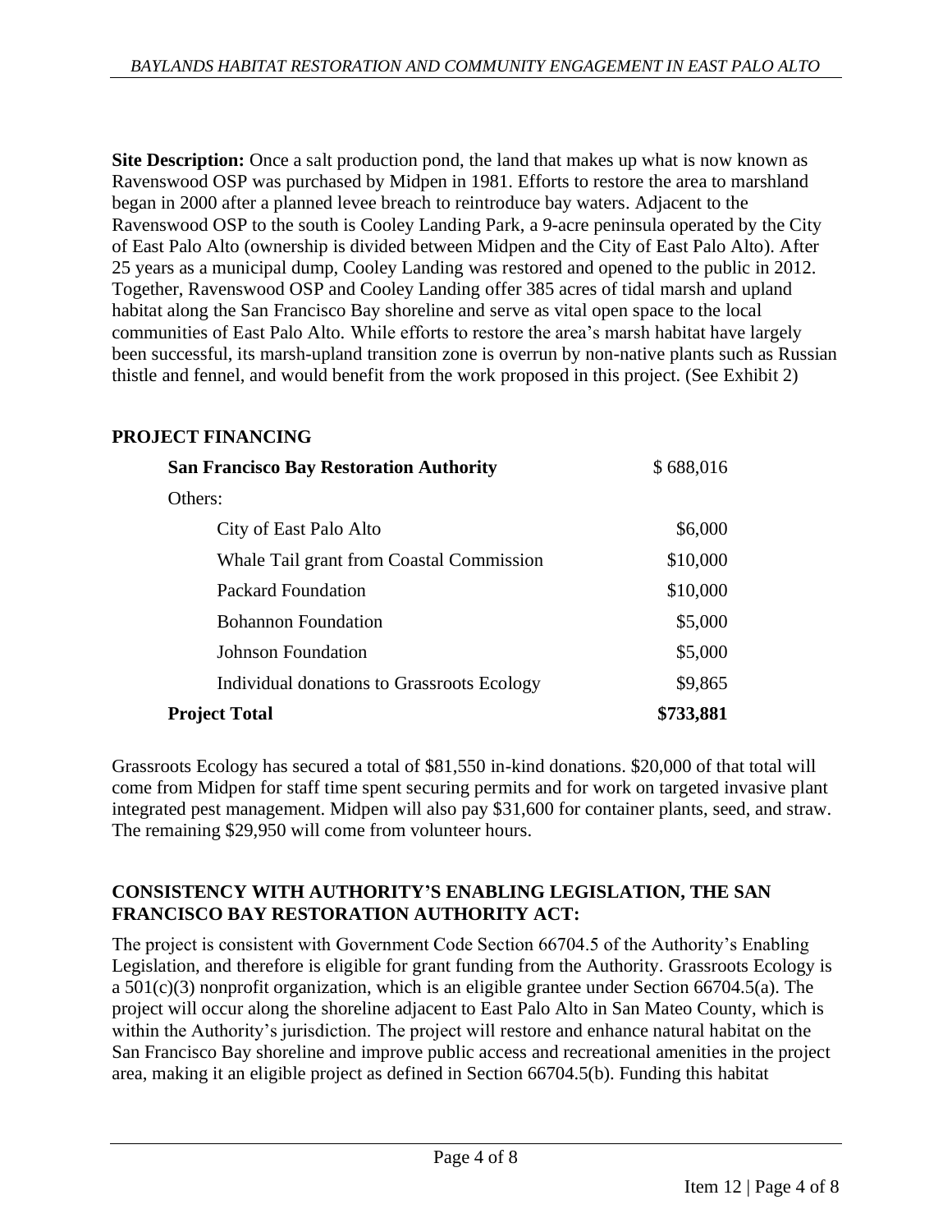**Site Description:** Once a salt production pond, the land that makes up what is now known as Ravenswood OSP was purchased by Midpen in 1981. Efforts to restore the area to marshland began in 2000 after a planned levee breach to reintroduce bay waters. Adjacent to the Ravenswood OSP to the south is Cooley Landing Park, a 9-acre peninsula operated by the City of East Palo Alto (ownership is divided between Midpen and the City of East Palo Alto). After 25 years as a municipal dump, Cooley Landing was restored and opened to the public in 2012. Together, Ravenswood OSP and Cooley Landing offer 385 acres of tidal marsh and upland habitat along the San Francisco Bay shoreline and serve as vital open space to the local communities of East Palo Alto. While efforts to restore the area's marsh habitat have largely been successful, its marsh-upland transition zone is overrun by non-native plants such as Russian thistle and fennel, and would benefit from the work proposed in this project. (See Exhibit 2)

## PROJECT FINANCING

| | |
|---|---:|
| **San Francisco Bay Restoration Authority** | $ 688,016 |
| Others: | |
| City of East Palo Alto | $6,000 |
| Whale Tail grant from Coastal Commission | $10,000 |
| Packard Foundation | $10,000 |
| Bohannon Foundation | $5,000 |
| Johnson Foundation | $5,000 |
| Individual donations to Grassroots Ecology | $9,865 |
| **Project Total** | **$733,881** |

Grassroots Ecology has secured a total of $81,550 in-kind donations. $20,000 of that total will come from Midpen for staff time spent securing permits and for work on targeted invasive plant integrated pest management. Midpen will also pay $31,600 for container plants, seed, and straw. The remaining $29,950 will come from volunteer hours.

## CONSISTENCY WITH AUTHORITY'S ENABLING LEGISLATION, THE SAN FRANCISCO BAY RESTORATION AUTHORITY ACT:

The project is consistent with Government Code Section 66704.5 of the Authority's Enabling Legislation, and therefore is eligible for grant funding from the Authority. Grassroots Ecology is a 501(c)(3) nonprofit organization, which is an eligible grantee under Section 66704.5(a). The project will occur along the shoreline adjacent to East Palo Alto in San Mateo County, which is within the Authority's jurisdiction. The project will restore and enhance natural habitat on the San Francisco Bay shoreline and improve public access and recreational amenities in the project area, making it an eligible project as defined in Section 66704.5(b). Funding this habitat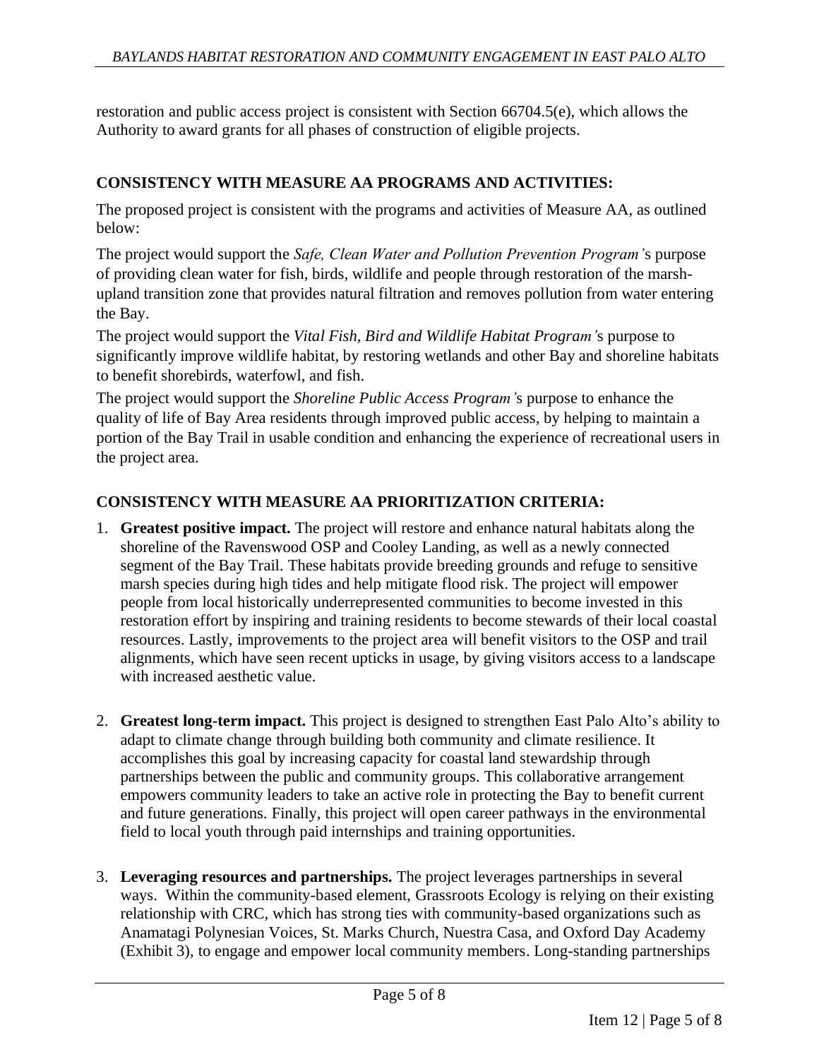restoration and public access project is consistent with Section 66704.5(e), which allows the Authority to award grants for all phases of construction of eligible projects.

## CONSISTENCY WITH MEASURE AA PROGRAMS AND ACTIVITIES:

The proposed project is consistent with the programs and activities of Measure AA, as outlined below:

The project would support the *Safe, Clean Water and Pollution Prevention Program'*s purpose of providing clean water for fish, birds, wildlife and people through restoration of the marsh-upland transition zone that provides natural filtration and removes pollution from water entering the Bay.

The project would support the *Vital Fish, Bird and Wildlife Habitat Program'*s purpose to significantly improve wildlife habitat, by restoring wetlands and other Bay and shoreline habitats to benefit shorebirds, waterfowl, and fish.

The project would support the *Shoreline Public Access Program'*s purpose to enhance the quality of life of Bay Area residents through improved public access, by helping to maintain a portion of the Bay Trail in usable condition and enhancing the experience of recreational users in the project area.

## CONSISTENCY WITH MEASURE AA PRIORITIZATION CRITERIA:

1. **Greatest positive impact.** The project will restore and enhance natural habitats along the shoreline of the Ravenswood OSP and Cooley Landing, as well as a newly connected segment of the Bay Trail. These habitats provide breeding grounds and refuge to sensitive marsh species during high tides and help mitigate flood risk. The project will empower people from local historically underrepresented communities to become invested in this restoration effort by inspiring and training residents to become stewards of their local coastal resources. Lastly, improvements to the project area will benefit visitors to the OSP and trail alignments, which have seen recent upticks in usage, by giving visitors access to a landscape with increased aesthetic value.

2. **Greatest long-term impact.** This project is designed to strengthen East Palo Alto's ability to adapt to climate change through building both community and climate resilience. It accomplishes this goal by increasing capacity for coastal land stewardship through partnerships between the public and community groups. This collaborative arrangement empowers community leaders to take an active role in protecting the Bay to benefit current and future generations. Finally, this project will open career pathways in the environmental field to local youth through paid internships and training opportunities.

3. **Leveraging resources and partnerships.** The project leverages partnerships in several ways. Within the community-based element, Grassroots Ecology is relying on their existing relationship with CRC, which has strong ties with community-based organizations such as Anamatagi Polynesian Voices, St. Marks Church, Nuestra Casa, and Oxford Day Academy (Exhibit 3), to engage and empower local community members. Long-standing partnerships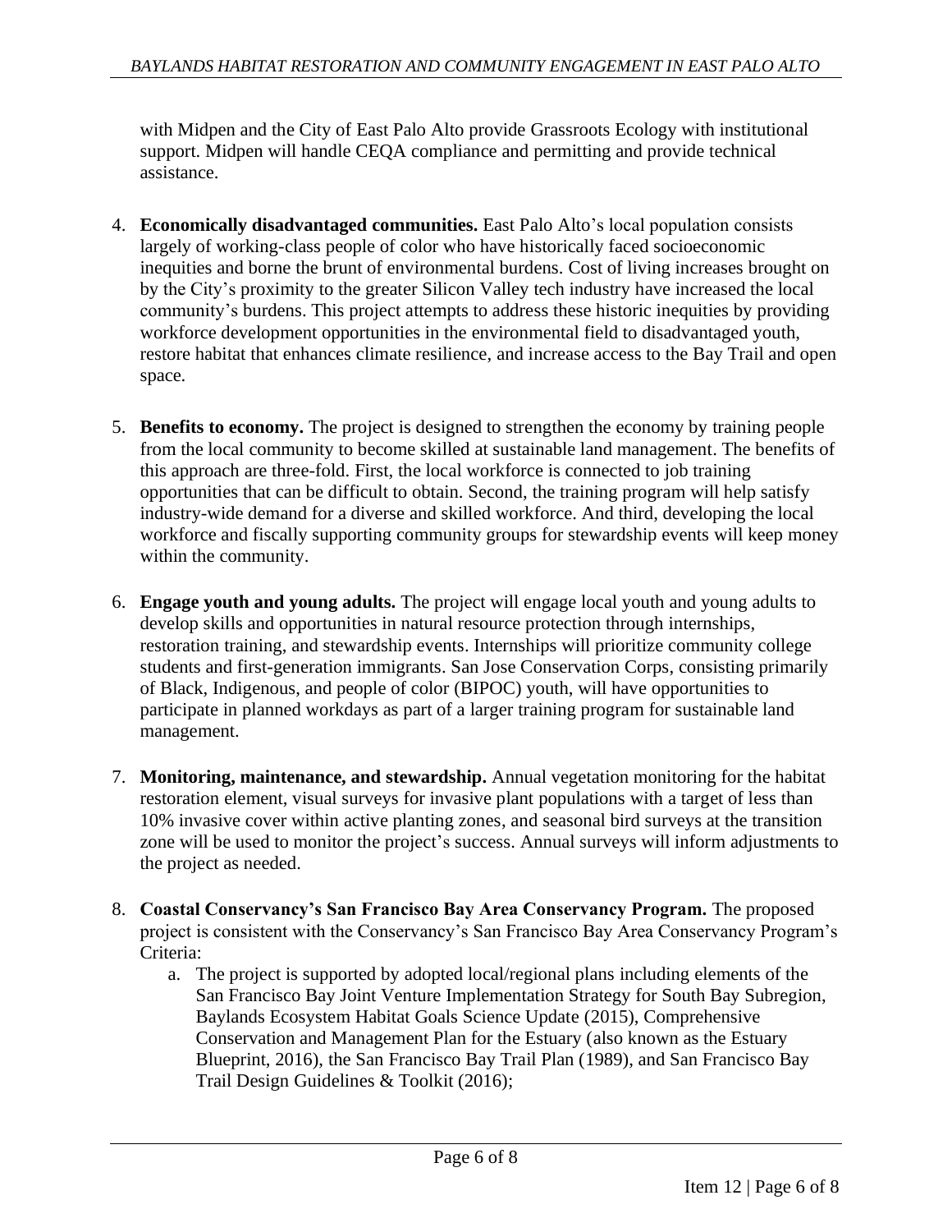with Midpen and the City of East Palo Alto provide Grassroots Ecology with institutional support. Midpen will handle CEQA compliance and permitting and provide technical assistance.

4. **Economically disadvantaged communities.** East Palo Alto's local population consists largely of working-class people of color who have historically faced socioeconomic inequities and borne the brunt of environmental burdens. Cost of living increases brought on by the City's proximity to the greater Silicon Valley tech industry have increased the local community's burdens. This project attempts to address these historic inequities by providing workforce development opportunities in the environmental field to disadvantaged youth, restore habitat that enhances climate resilience, and increase access to the Bay Trail and open space.

5. **Benefits to economy.** The project is designed to strengthen the economy by training people from the local community to become skilled at sustainable land management. The benefits of this approach are three-fold. First, the local workforce is connected to job training opportunities that can be difficult to obtain. Second, the training program will help satisfy industry-wide demand for a diverse and skilled workforce. And third, developing the local workforce and fiscally supporting community groups for stewardship events will keep money within the community.

6. **Engage youth and young adults.** The project will engage local youth and young adults to develop skills and opportunities in natural resource protection through internships, restoration training, and stewardship events. Internships will prioritize community college students and first-generation immigrants. San Jose Conservation Corps, consisting primarily of Black, Indigenous, and people of color (BIPOC) youth, will have opportunities to participate in planned workdays as part of a larger training program for sustainable land management.

7. **Monitoring, maintenance, and stewardship.** Annual vegetation monitoring for the habitat restoration element, visual surveys for invasive plant populations with a target of less than 10% invasive cover within active planting zones, and seasonal bird surveys at the transition zone will be used to monitor the project's success. Annual surveys will inform adjustments to the project as needed.

8. **Coastal Conservancy's San Francisco Bay Area Conservancy Program.** The proposed project is consistent with the Conservancy's San Francisco Bay Area Conservancy Program's Criteria:
   a. The project is supported by adopted local/regional plans including elements of the San Francisco Bay Joint Venture Implementation Strategy for South Bay Subregion, Baylands Ecosystem Habitat Goals Science Update (2015), Comprehensive Conservation and Management Plan for the Estuary (also known as the Estuary Blueprint, 2016), the San Francisco Bay Trail Plan (1989), and San Francisco Bay Trail Design Guidelines & Toolkit (2016);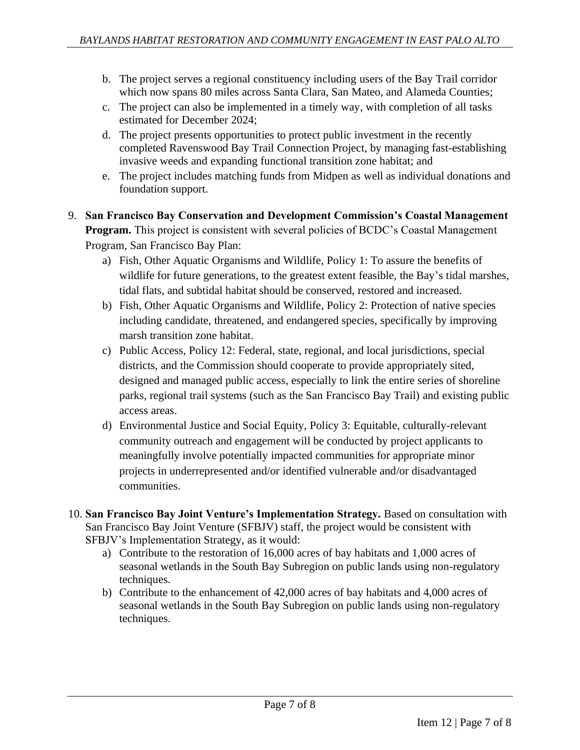b. The project serves a regional constituency including users of the Bay Trail corridor which now spans 80 miles across Santa Clara, San Mateo, and Alameda Counties;
c. The project can also be implemented in a timely way, with completion of all tasks estimated for December 2024;
d. The project presents opportunities to protect public investment in the recently completed Ravenswood Bay Trail Connection Project, by managing fast-establishing invasive weeds and expanding functional transition zone habitat; and
e. The project includes matching funds from Midpen as well as individual donations and foundation support.

9. **San Francisco Bay Conservation and Development Commission's Coastal Management Program.** This project is consistent with several policies of BCDC's Coastal Management Program, San Francisco Bay Plan:
   a) Fish, Other Aquatic Organisms and Wildlife, Policy 1: To assure the benefits of wildlife for future generations, to the greatest extent feasible, the Bay's tidal marshes, tidal flats, and subtidal habitat should be conserved, restored and increased.
   b) Fish, Other Aquatic Organisms and Wildlife, Policy 2: Protection of native species including candidate, threatened, and endangered species, specifically by improving marsh transition zone habitat.
   c) Public Access, Policy 12: Federal, state, regional, and local jurisdictions, special districts, and the Commission should cooperate to provide appropriately sited, designed and managed public access, especially to link the entire series of shoreline parks, regional trail systems (such as the San Francisco Bay Trail) and existing public access areas.
   d) Environmental Justice and Social Equity, Policy 3: Equitable, culturally-relevant community outreach and engagement will be conducted by project applicants to meaningfully involve potentially impacted communities for appropriate minor projects in underrepresented and/or identified vulnerable and/or disadvantaged communities.

10. **San Francisco Bay Joint Venture's Implementation Strategy.** Based on consultation with San Francisco Bay Joint Venture (SFBJV) staff, the project would be consistent with SFBJV's Implementation Strategy, as it would:
    a) Contribute to the restoration of 16,000 acres of bay habitats and 1,000 acres of seasonal wetlands in the South Bay Subregion on public lands using non-regulatory techniques.
    b) Contribute to the enhancement of 42,000 acres of bay habitats and 4,000 acres of seasonal wetlands in the South Bay Subregion on public lands using non-regulatory techniques.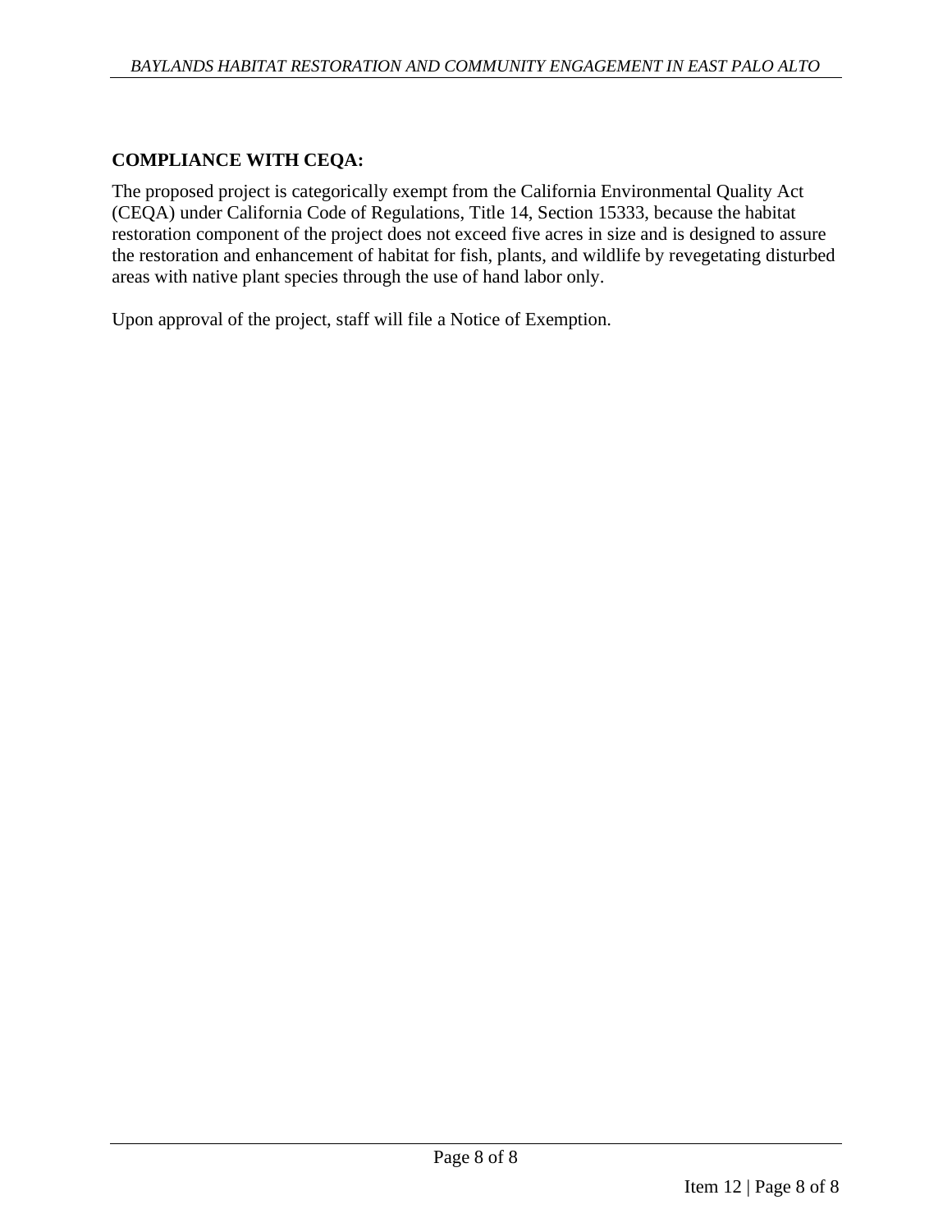## COMPLIANCE WITH CEQA:

The proposed project is categorically exempt from the California Environmental Quality Act (CEQA) under California Code of Regulations, Title 14, Section 15333, because the habitat restoration component of the project does not exceed five acres in size and is designed to assure the restoration and enhancement of habitat for fish, plants, and wildlife by revegetating disturbed areas with native plant species through the use of hand labor only.

Upon approval of the project, staff will file a Notice of Exemption.